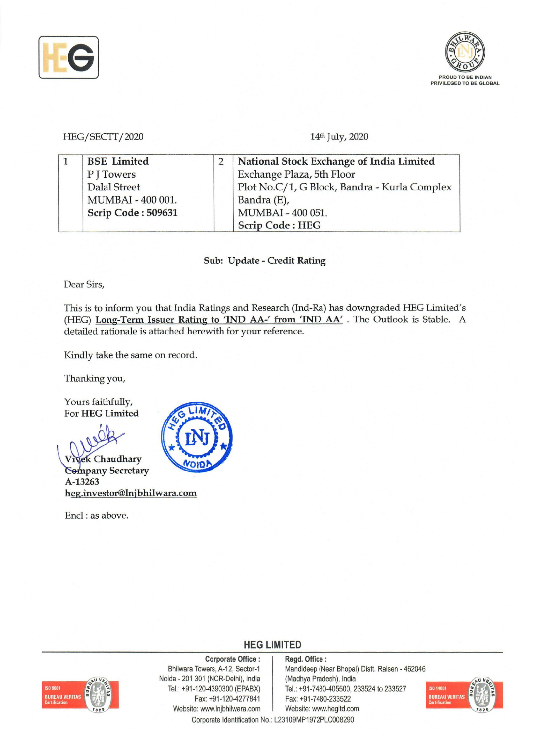HEG/SECTT/2020

14th July, 2020

| 1 | **BSE Limited**<br>P J Towers<br>Dalal Street<br>MUMBAI - 400 001.<br>**Scrip Code : 509631** | 2 | **National Stock Exchange of India Limited**<br>Exchange Plaza, 5th Floor<br>Plot No.C/1, G Block, Bandra - Kurla Complex<br>Bandra (E),<br>MUMBAI - 400 051.<br>**Scrip Code : HEG** |
|---|---|---|---|

**Sub: Update - Credit Rating**

Dear Sirs,

This is to inform you that India Ratings and Research (Ind-Ra) has downgraded HEG Limited's (HEG) **Long-Term Issuer Rating to 'IND AA-' from 'IND AA'**. The Outlook is Stable. A detailed rationale is attached herewith for your reference.

Kindly take the same on record.

Thanking you,

Yours faithfully,
For **HEG Limited**

**Vivek Chaudhary**
**Company Secretary**
**A-13263**
**heg.investor@lnjbhilwara.com**

Encl : as above.

**HEG LIMITED**

**Corporate Office :**
Bhilwara Towers, A-12, Sector-1
Noida - 201 301 (NCR-Delhi), India
Tel.: +91-120-4390300 (EPABX)
Fax: +91-120-4277841
Website: www.lnjbhilwara.com

**Regd. Office :**
Mandideep (Near Bhopal) Distt. Raisen - 462046
(Madhya Pradesh), India
Tel.: +91-7480-405500, 233524 to 233527
Fax: +91-7480-233522
Website: www.hegltd.com

Corporate Identification No.: L23109MP1972PLC008290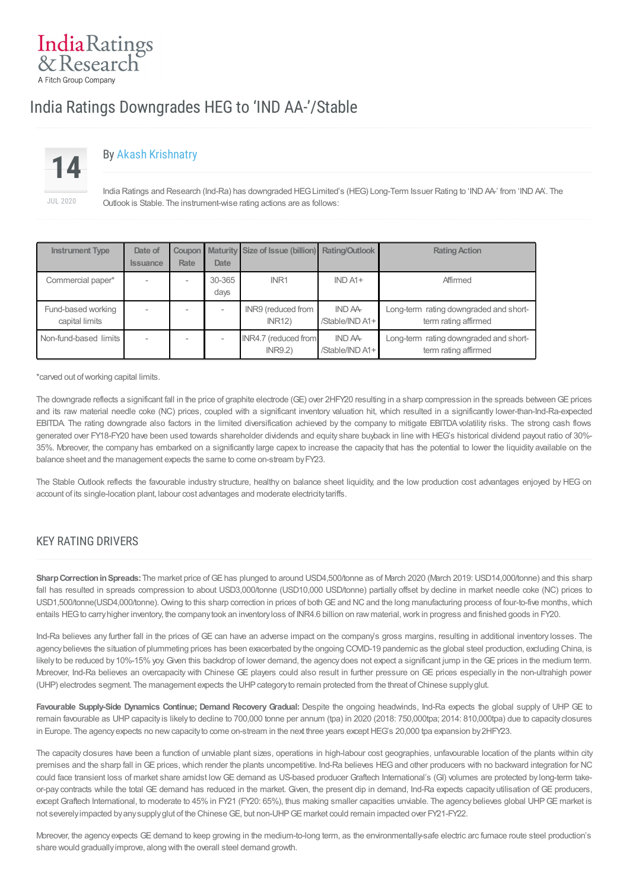# India Ratings Downgrades HEG to 'IND AA-'/Stable

14 JUL 2020

By Akash Krishnatry

India Ratings and Research (Ind-Ra) has downgraded HEG Limited's (HEG) Long-Term Issuer Rating to 'IND AA-' from 'IND AA'. The Outlook is Stable. The instrument-wise rating actions are as follows:

| Instrument Type | Date of Issuance | Coupon Rate | Maturity Date | Size of Issue (billion) | Rating/Outlook | Rating Action |
|---|---|---|---|---|---|---|
| Commercial paper* | - | - | 30-365 days | INR1 | IND A1+ | Affirmed |
| Fund-based working capital limits | - | - | - | INR9 (reduced from INR12) | IND AA-/Stable/IND A1+ | Long-term rating downgraded and short-term rating affirmed |
| Non-fund-based limits | - | - | - | INR4.7 (reduced from INR9.2) | IND AA-/Stable/IND A1+ | Long-term rating downgraded and short-term rating affirmed |

*carved out of working capital limits.

The downgrade reflects a significant fall in the price of graphite electrode (GE) over 2HFY20 resulting in a sharp compression in the spreads between GE prices and its raw material needle coke (NC) prices, coupled with a significant inventory valuation hit, which resulted in a significantly lower-than-Ind-Ra-expected EBITDA. The rating downgrade also factors in the limited diversification achieved by the company to mitigate EBITDA volatility risks. The strong cash flows generated over FY18-FY20 have been used towards shareholder dividends and equity share buyback in line with HEG's historical dividend payout ratio of 30%-35%. Moreover, the company has embarked on a significantly large capex to increase the capacity that has the potential to lower the liquidity available on the balance sheet and the management expects the same to come on-stream by FY23.

The Stable Outlook reflects the favourable industry structure, healthy on balance sheet liquidity, and the low production cost advantages enjoyed by HEG on account of its single-location plant, labour cost advantages and moderate electricity tariffs.

## KEY RATING DRIVERS

**Sharp Correction in Spreads:** The market price of GE has plunged to around USD4,500/tonne as of March 2020 (March 2019: USD14,000/tonne) and this sharp fall has resulted in spreads compression to about USD3,000/tonne (USD10,000 USD/tonne) partially offset by decline in market needle coke (NC) prices to USD1,500/tonne(USD4,000/tonne). Owing to this sharp correction in prices of both GE and NC and the long manufacturing process of four-to-five months, which entails HEG to carry higher inventory, the company took an inventory loss of INR4.6 billion on raw material, work in progress and finished goods in FY20.

Ind-Ra believes any further fall in the prices of GE can have an adverse impact on the company's gross margins, resulting in additional inventory losses. The agency believes the situation of plummeting prices has been exacerbated by the ongoing COVID-19 pandemic as the global steel production, excluding China, is likely to be reduced by 10%-15% yoy. Given this backdrop of lower demand, the agency does not expect a significant jump in the GE prices in the medium term. Moreover, Ind-Ra believes an overcapacity with Chinese GE players could also result in further pressure on GE prices especially in the non-ultrahigh power (UHP) electrodes segment. The management expects the UHP category to remain protected from the threat of Chinese supply glut.

**Favourable Supply-Side Dynamics Continue; Demand Recovery Gradual:** Despite the ongoing headwinds, Ind-Ra expects the global supply of UHP GE to remain favourable as UHP capacity is likely to decline to 700,000 tonne per annum (tpa) in 2020 (2018: 750,000tpa; 2014: 810,000tpa) due to capacity closures in Europe. The agency expects no new capacity to come on-stream in the next three years except HEG's 20,000 tpa expansion by 2HFY23.

The capacity closures have been a function of unviable plant sizes, operations in high-labour cost geographies, unfavourable location of the plants within city premises and the sharp fall in GE prices, which render the plants uncompetitive. Ind-Ra believes HEG and other producers with no backward integration for NC could face transient loss of market share amidst low GE demand as US-based producer Graftech International's (GI) volumes are protected by long-term take-or-pay contracts while the total GE demand has reduced in the market. Given, the present dip in demand, Ind-Ra expects capacity utilisation of GE producers, except Graftech International, to moderate to 45% in FY21 (FY20: 65%), thus making smaller capacities unviable. The agency believes global UHP GE market is not severely impacted by any supply glut of the Chinese GE, but non-UHP GE market could remain impacted over FY21-FY22.

Moreover, the agency expects GE demand to keep growing in the medium-to-long term, as the environmentally-safe electric arc furnace route steel production's share would gradually improve, along with the overall steel demand growth.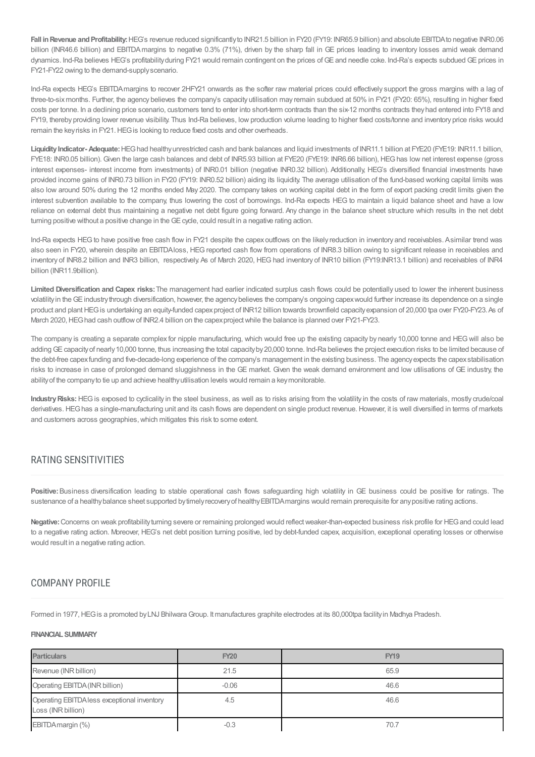**Fall in Revenue and Profitability:** HEG's revenue reduced significantly to INR21.5 billion in FY20 (FY19: INR65.9 billion) and absolute EBITDA to negative INR0.06 billion (INR46.6 billion) and EBITDA margins to negative 0.3% (71%), driven by the sharp fall in GE prices leading to inventory losses amid weak demand dynamics. Ind-Ra believes HEG's profitability during FY21 would remain contingent on the prices of GE and needle coke. Ind-Ra's expects subdued GE prices in FY21-FY22 owing to the demand-supply scenario.

Ind-Ra expects HEG's EBITDA margins to recover 2HFY21 onwards as the softer raw material prices could effectively support the gross margins with a lag of three-to-six months. Further, the agency believes the company's capacity utilisation may remain subdued at 50% in FY21 (FY20: 65%), resulting in higher fixed costs per tonne. In a declining price scenario, customers tend to enter into short-term contracts than the six-12 months contracts they had entered into FY18 and FY19, thereby providing lower revenue visibility. Thus Ind-Ra believes, low production volume leading to higher fixed costs/tonne and inventory price risks would remain the key risks in FY21. HEG is looking to reduce fixed costs and other overheads.

**Liquidity Indicator- Adequate:** HEG had healthy unrestricted cash and bank balances and liquid investments of INR11.1 billion at FYE20 (FYE19: INR11.1 billion, FYE18: INR0.05 billion). Given the large cash balances and debt of INR5.93 billion at FYE20 (FYE19: INR6.66 billion), HEG has low net interest expense (gross interest expenses- interest income from investments) of INR0.01 billion (negative INR0.32 billion). Additionally, HEG's diversified financial investments have provided income gains of INR0.73 billion in FY20 (FY19: INR0.52 billion) aiding its liquidity. The average utilisation of the fund-based working capital limits was also low around 50% during the 12 months ended May 2020. The company takes on working capital debt in the form of export packing credit limits given the interest subvention available to the company, thus lowering the cost of borrowings. Ind-Ra expects HEG to maintain a liquid balance sheet and have a low reliance on external debt thus maintaining a negative net debt figure going forward. Any change in the balance sheet structure which results in the net debt turning positive without a positive change in the GE cycle, could result in a negative rating action.

Ind-Ra expects HEG to have positive free cash flow in FY21 despite the capex outflows on the likely reduction in inventory and receivables. A similar trend was also seen in FY20, wherein despite an EBITDA loss, HEG reported cash flow from operations of INR8.3 billion owing to significant release in receivables and inventory of INR8.2 billion and INR3 billion, respectively. As of March 2020, HEG had inventory of INR10 billion (FY19:INR13.1 billion) and receivables of INR4 billion (INR11.9billion).

**Limited Diversification and Capex risks:** The management had earlier indicated surplus cash flows could be potentially used to lower the inherent business volatility in the GE industry through diversification, however, the agency believes the company's ongoing capex would further increase its dependence on a single product and plant HEG is undertaking an equity-funded capex project of INR12 billion towards brownfield capacity expansion of 20,000 tpa over FY20-FY23. As of March 2020, HEG had cash outflow of INR2.4 billion on the capex project while the balance is planned over FY21-FY23.

The company is creating a separate complex for nipple manufacturing, which would free up the existing capacity by nearly 10,000 tonne and HEG will also be adding GE capacity of nearly 10,000 tonne, thus increasing the total capacity by 20,000 tonne. Ind-Ra believes the project execution risks to be limited because of the debt-free capex funding and five-decade-long experience of the company's management in the existing business. The agency expects the capex stabilisation risks to increase in case of prolonged demand sluggishness in the GE market. Given the weak demand environment and low utilisations of GE industry, the ability of the company to tie up and achieve healthy utilisation levels would remain a key monitorable.

**Industry Risks:** HEG is exposed to cyclicality in the steel business, as well as to risks arising from the volatility in the costs of raw materials, mostly crude/coal derivatives. HEG has a single-manufacturing unit and its cash flows are dependent on single product revenue. However, it is well diversified in terms of markets and customers across geographies, which mitigates this risk to some extent.

## RATING SENSITIVITIES

**Positive:** Business diversification leading to stable operational cash flows safeguarding high volatility in GE business could be positive for ratings. The sustenance of a healthy balance sheet supported by timely recovery of healthy EBITDA margins would remain prerequisite for any positive rating actions.

**Negative:** Concerns on weak profitability turning severe or remaining prolonged would reflect weaker-than-expected business risk profile for HEG and could lead to a negative rating action. Moreover, HEG's net debt position turning positive, led by debt-funded capex, acquisition, exceptional operating losses or otherwise would result in a negative rating action.

## COMPANY PROFILE

Formed in 1977, HEG is a promoted by LNJ Bhilwara Group. It manufactures graphite electrodes at its 80,000tpa facility in Madhya Pradesh.

**FINANCIAL SUMMARY**

| Particulars | FY20 | FY19 |
|---|---|---|
| Revenue (INR billion) | 21.5 | 65.9 |
| Operating EBITDA (INR billion) | -0.06 | 46.6 |
| Operating EBITDA less exceptional inventory Loss (INR billion) | 4.5 | 46.6 |
| EBITDA margin (%) | -0.3 | 70.7 |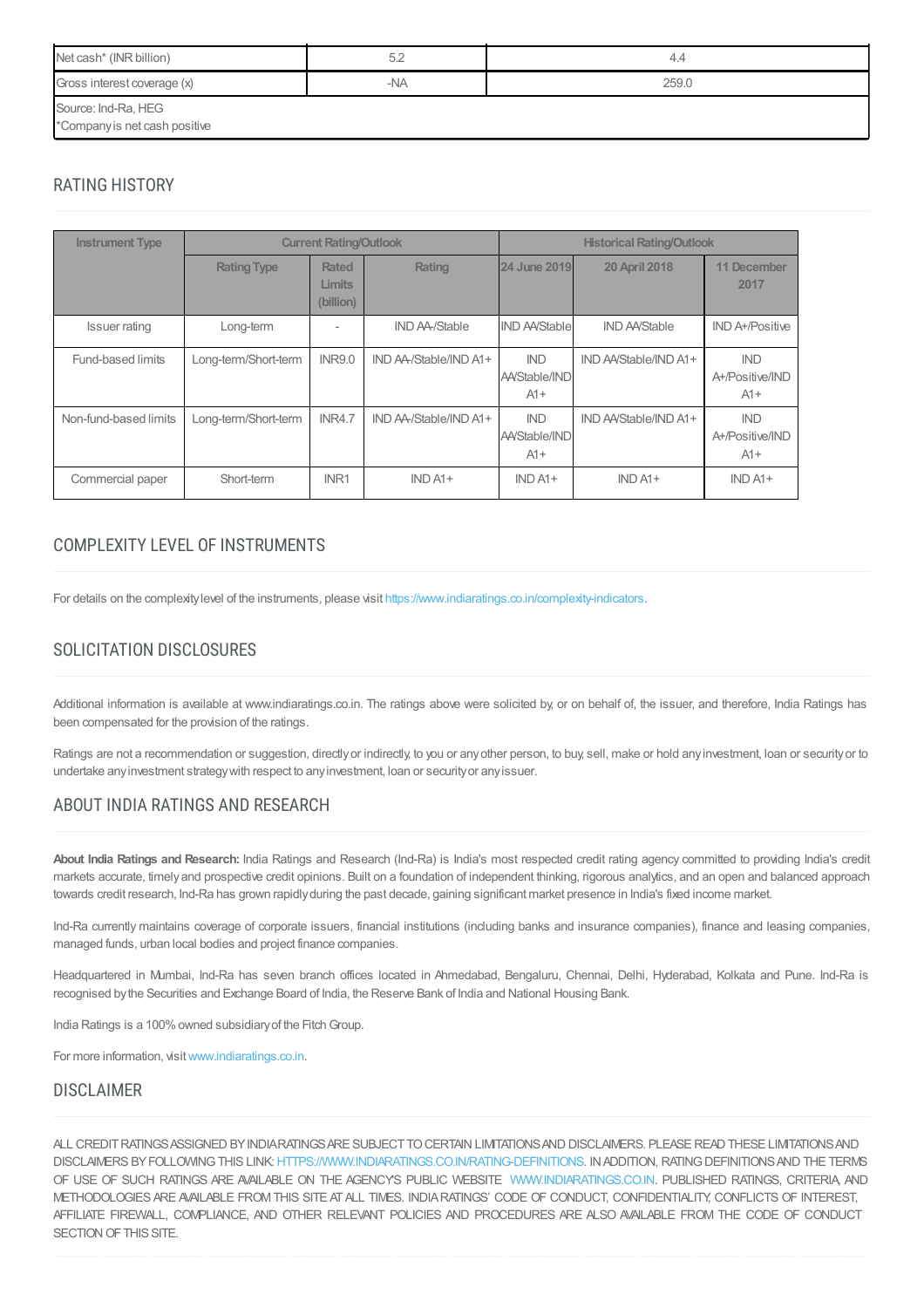| Net cash* (INR billion) | 5.2 | 4.4 |
|---|---|---|
| Gross interest coverage (x) | -NA | 259.0 |
| Source: Ind-Ra, HEG<br>*Company is net cash positive | | |

## RATING HISTORY

| Instrument Type | Current Rating/Outlook | | | Historical Rating/Outlook | | |
|---|---|---|---|---|---|---|
| | Rating Type | Rated Limits (billion) | Rating | 24 June 2019 | 20 April 2018 | 11 December 2017 |
| Issuer rating | Long-term | - | IND AA-/Stable | IND AA/Stable | IND AA/Stable | IND A+/Positive |
| Fund-based limits | Long-term/Short-term | INR9.0 | IND AA-/Stable/IND A1+ | IND AA/Stable/IND A1+ | IND AA/Stable/IND A1+ | IND A+/Positive/IND A1+ |
| Non-fund-based limits | Long-term/Short-term | INR4.7 | IND AA-/Stable/IND A1+ | IND AA/Stable/IND A1+ | IND AA/Stable/IND A1+ | IND A+/Positive/IND A1+ |
| Commercial paper | Short-term | INR1 | IND A1+ | IND A1+ | IND A1+ | IND A1+ |

## COMPLEXITY LEVEL OF INSTRUMENTS

For details on the complexity level of the instruments, please visit https://www.indiaratings.co.in/complexity-indicators.

## SOLICITATION DISCLOSURES

Additional information is available at www.indiaratings.co.in. The ratings above were solicited by, or on behalf of, the issuer, and therefore, India Ratings has been compensated for the provision of the ratings.

Ratings are not a recommendation or suggestion, directly or indirectly, to you or any other person, to buy, sell, make or hold any investment, loan or security or to undertake any investment strategy with respect to any investment, loan or security or any issuer.

## ABOUT INDIA RATINGS AND RESEARCH

**About India Ratings and Research:** India Ratings and Research (Ind-Ra) is India's most respected credit rating agency committed to providing India's credit markets accurate, timely and prospective credit opinions. Built on a foundation of independent thinking, rigorous analytics, and an open and balanced approach towards credit research, Ind-Ra has grown rapidly during the past decade, gaining significant market presence in India's fixed income market.

Ind-Ra currently maintains coverage of corporate issuers, financial institutions (including banks and insurance companies), finance and leasing companies, managed funds, urban local bodies and project finance companies.

Headquartered in Mumbai, Ind-Ra has seven branch offices located in Ahmedabad, Bengaluru, Chennai, Delhi, Hyderabad, Kolkata and Pune. Ind-Ra is recognised by the Securities and Exchange Board of India, the Reserve Bank of India and National Housing Bank.

India Ratings is a 100% owned subsidiary of the Fitch Group.

For more information, visit www.indiaratings.co.in.

## DISCLAIMER

ALL CREDIT RATINGS ASSIGNED BY INDIA RATINGS ARE SUBJECT TO CERTAIN LIMITATIONS AND DISCLAIMERS. PLEASE READ THESE LIMITATIONS AND DISCLAIMERS BY FOLLOWING THIS LINK: HTTPS://WWW.INDIARATINGS.CO.IN/RATING-DEFINITIONS. IN ADDITION, RATING DEFINITIONS AND THE TERMS OF USE OF SUCH RATINGS ARE AVAILABLE ON THE AGENCY'S PUBLIC WEBSITE WWW.INDIARATINGS.CO.IN. PUBLISHED RATINGS, CRITERIA, AND METHODOLOGIES ARE AVAILABLE FROM THIS SITE AT ALL TIMES. INDIA RATINGS' CODE OF CONDUCT, CONFIDENTIALITY, CONFLICTS OF INTEREST, AFFILIATE FIREWALL, COMPLIANCE, AND OTHER RELEVANT POLICIES AND PROCEDURES ARE ALSO AVAILABLE FROM THE CODE OF CONDUCT SECTION OF THIS SITE.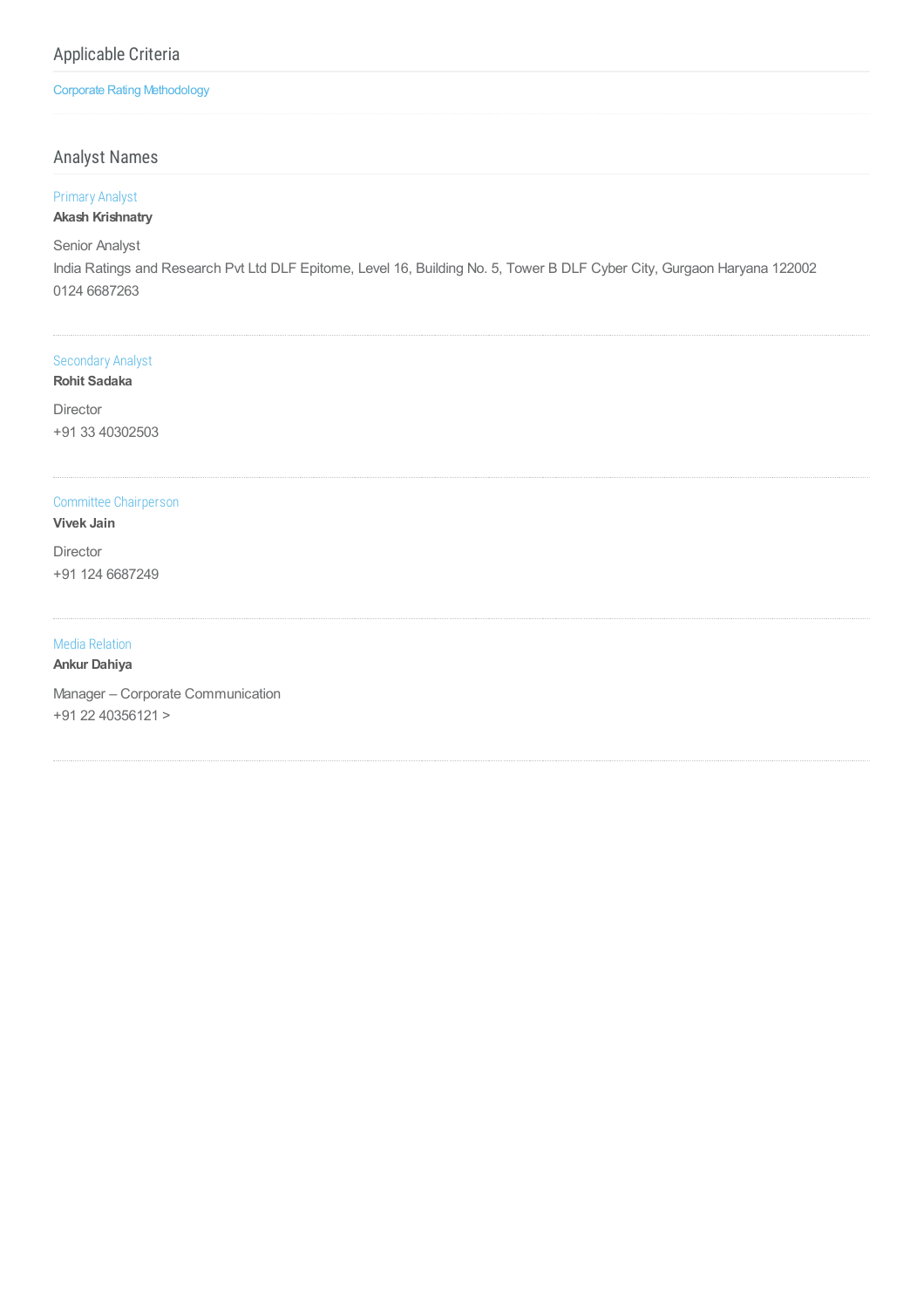## Applicable Criteria

Corporate Rating Methodology

## Analyst Names

Primary Analyst

**Akash Krishnatry**

Senior Analyst

India Ratings and Research Pvt Ltd DLF Epitome, Level 16, Building No. 5, Tower B DLF Cyber City, Gurgaon Haryana 122002

0124 6687263

Secondary Analyst

**Rohit Sadaka**

Director

+91 33 40302503

Committee Chairperson

**Vivek Jain**

Director

+91 124 6687249

Media Relation

**Ankur Dahiya**

Manager – Corporate Communication

+91 22 40356121 >